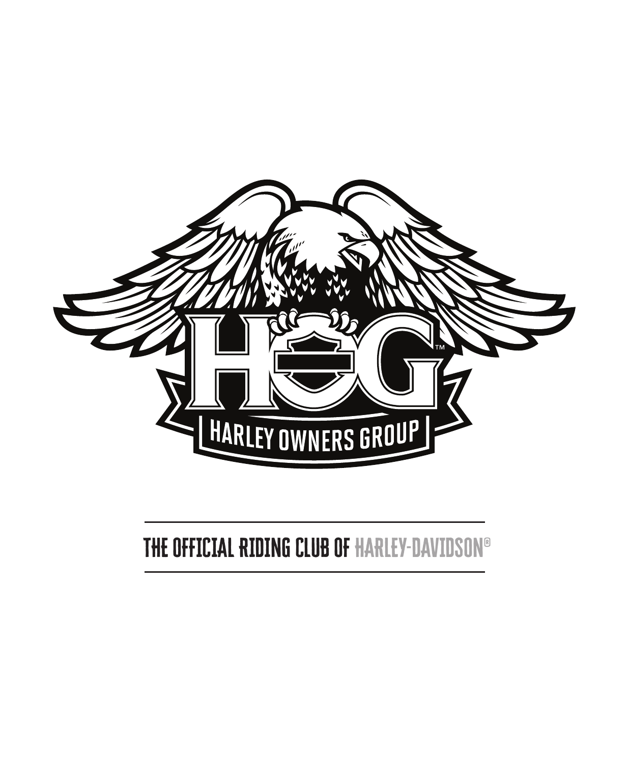HOG™

HARLEY OWNERS GROUP

THE OFFICIAL RIDING CLUB OF HARLEY-DAVIDSON®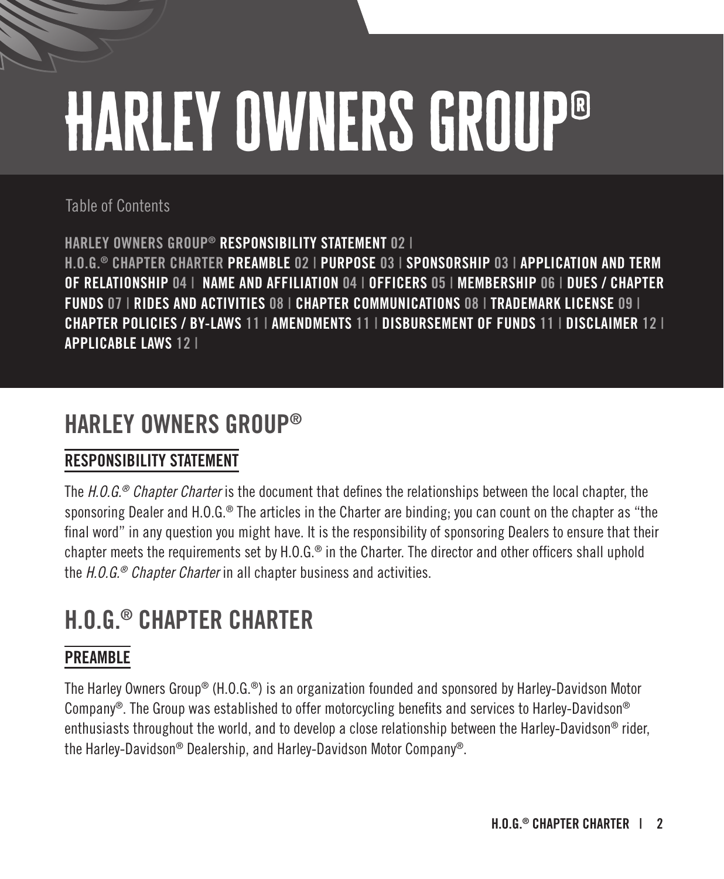# HARLEY OWNERS GROUP®

Table of Contents

**HARLEY OWNERS GROUP® RESPONSIBILITY STATEMENT 02 |**
**H.O.G.® CHAPTER CHARTER PREAMBLE 02 | PURPOSE 03 | SPONSORSHIP 03 | APPLICATION AND TERM OF RELATIONSHIP 04 | NAME AND AFFILIATION 04 | OFFICERS 05 | MEMBERSHIP 06 | DUES / CHAPTER FUNDS 07 | RIDES AND ACTIVITIES 08 | CHAPTER COMMUNICATIONS 08 | TRADEMARK LICENSE 09 | CHAPTER POLICIES / BY-LAWS 11 | AMENDMENTS 11 | DISBURSEMENT OF FUNDS 11 | DISCLAIMER 12 | APPLICABLE LAWS 12 |**

## HARLEY OWNERS GROUP®

### RESPONSIBILITY STATEMENT

The *H.O.G.® Chapter Charter* is the document that defines the relationships between the local chapter, the sponsoring Dealer and H.O.G.® The articles in the Charter are binding; you can count on the chapter as "the final word" in any question you might have. It is the responsibility of sponsoring Dealers to ensure that their chapter meets the requirements set by H.O.G.® in the Charter. The director and other officers shall uphold the *H.O.G.® Chapter Charter* in all chapter business and activities.

## H.O.G.® CHAPTER CHARTER

### PREAMBLE

The Harley Owners Group® (H.O.G.®) is an organization founded and sponsored by Harley-Davidson Motor Company®. The Group was established to offer motorcycling benefits and services to Harley-Davidson® enthusiasts throughout the world, and to develop a close relationship between the Harley-Davidson® rider, the Harley-Davidson® Dealership, and Harley-Davidson Motor Company®.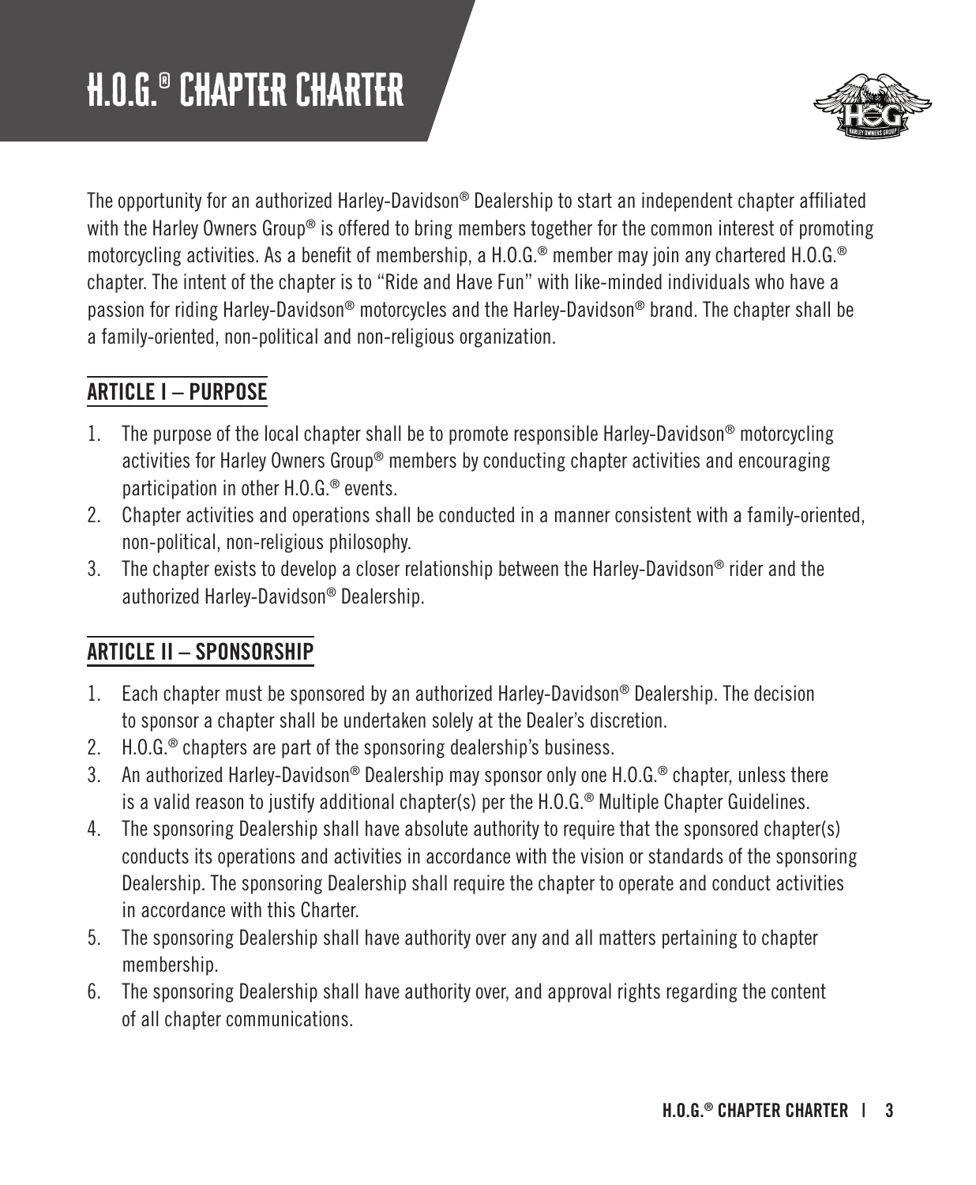# H.O.G.® CHAPTER CHARTER

The opportunity for an authorized Harley-Davidson® Dealership to start an independent chapter affiliated with the Harley Owners Group® is offered to bring members together for the common interest of promoting motorcycling activities. As a benefit of membership, a H.O.G.® member may join any chartered H.O.G.® chapter. The intent of the chapter is to "Ride and Have Fun" with like-minded individuals who have a passion for riding Harley-Davidson® motorcycles and the Harley-Davidson® brand. The chapter shall be a family-oriented, non-political and non-religious organization.

## ARTICLE I – PURPOSE

1. The purpose of the local chapter shall be to promote responsible Harley-Davidson® motorcycling activities for Harley Owners Group® members by conducting chapter activities and encouraging participation in other H.O.G.® events.
2. Chapter activities and operations shall be conducted in a manner consistent with a family-oriented, non-political, non-religious philosophy.
3. The chapter exists to develop a closer relationship between the Harley-Davidson® rider and the authorized Harley-Davidson® Dealership.

## ARTICLE II – SPONSORSHIP

1. Each chapter must be sponsored by an authorized Harley-Davidson® Dealership. The decision to sponsor a chapter shall be undertaken solely at the Dealer's discretion.
2. H.O.G.® chapters are part of the sponsoring dealership's business.
3. An authorized Harley-Davidson® Dealership may sponsor only one H.O.G.® chapter, unless there is a valid reason to justify additional chapter(s) per the H.O.G.® Multiple Chapter Guidelines.
4. The sponsoring Dealership shall have absolute authority to require that the sponsored chapter(s) conducts its operations and activities in accordance with the vision or standards of the sponsoring Dealership. The sponsoring Dealership shall require the chapter to operate and conduct activities in accordance with this Charter.
5. The sponsoring Dealership shall have authority over any and all matters pertaining to chapter membership.
6. The sponsoring Dealership shall have authority over, and approval rights regarding the content of all chapter communications.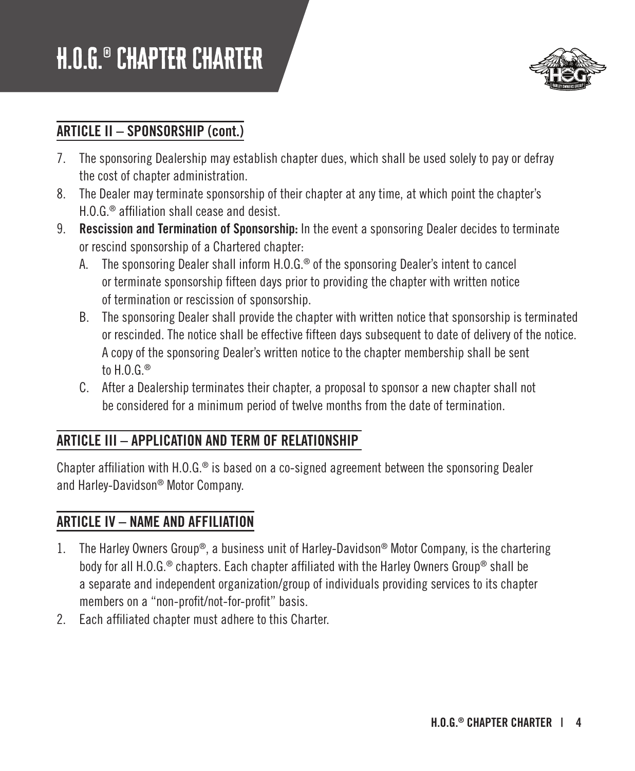## ARTICLE II – SPONSORSHIP (cont.)

7. The sponsoring Dealership may establish chapter dues, which shall be used solely to pay or defray the cost of chapter administration.
8. The Dealer may terminate sponsorship of their chapter at any time, at which point the chapter's H.O.G.® affiliation shall cease and desist.
9. **Rescission and Termination of Sponsorship:** In the event a sponsoring Dealer decides to terminate or rescind sponsorship of a Chartered chapter:
   A. The sponsoring Dealer shall inform H.O.G.® of the sponsoring Dealer's intent to cancel or terminate sponsorship fifteen days prior to providing the chapter with written notice of termination or rescission of sponsorship.
   B. The sponsoring Dealer shall provide the chapter with written notice that sponsorship is terminated or rescinded. The notice shall be effective fifteen days subsequent to date of delivery of the notice. A copy of the sponsoring Dealer's written notice to the chapter membership shall be sent to H.O.G.®
   C. After a Dealership terminates their chapter, a proposal to sponsor a new chapter shall not be considered for a minimum period of twelve months from the date of termination.

## ARTICLE III – APPLICATION AND TERM OF RELATIONSHIP

Chapter affiliation with H.O.G.® is based on a co-signed agreement between the sponsoring Dealer and Harley-Davidson® Motor Company.

## ARTICLE IV – NAME AND AFFILIATION

1. The Harley Owners Group®, a business unit of Harley-Davidson® Motor Company, is the chartering body for all H.O.G.® chapters. Each chapter affiliated with the Harley Owners Group® shall be a separate and independent organization/group of individuals providing services to its chapter members on a "non-profit/not-for-profit" basis.
2. Each affiliated chapter must adhere to this Charter.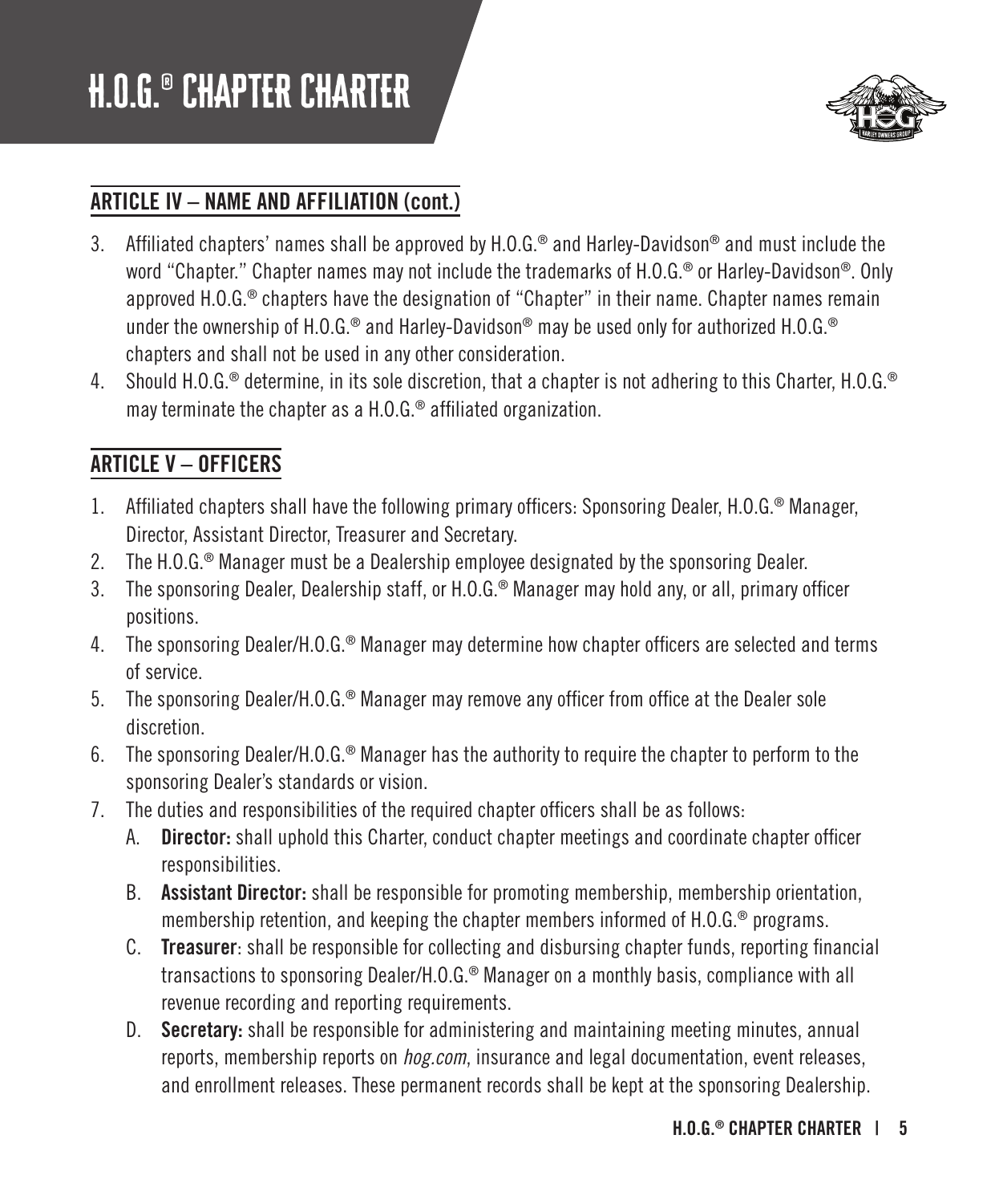# H.O.G.® CHAPTER CHARTER

## ARTICLE IV – NAME AND AFFILIATION (cont.)

3. Affiliated chapters' names shall be approved by H.O.G.® and Harley-Davidson® and must include the word "Chapter." Chapter names may not include the trademarks of H.O.G.® or Harley-Davidson®. Only approved H.O.G.® chapters have the designation of "Chapter" in their name. Chapter names remain under the ownership of H.O.G.® and Harley-Davidson® may be used only for authorized H.O.G.® chapters and shall not be used in any other consideration.
4. Should H.O.G.® determine, in its sole discretion, that a chapter is not adhering to this Charter, H.O.G.® may terminate the chapter as a H.O.G.® affiliated organization.

## ARTICLE V – OFFICERS

1. Affiliated chapters shall have the following primary officers: Sponsoring Dealer, H.O.G.® Manager, Director, Assistant Director, Treasurer and Secretary.
2. The H.O.G.® Manager must be a Dealership employee designated by the sponsoring Dealer.
3. The sponsoring Dealer, Dealership staff, or H.O.G.® Manager may hold any, or all, primary officer positions.
4. The sponsoring Dealer/H.O.G.® Manager may determine how chapter officers are selected and terms of service.
5. The sponsoring Dealer/H.O.G.® Manager may remove any officer from office at the Dealer sole discretion.
6. The sponsoring Dealer/H.O.G.® Manager has the authority to require the chapter to perform to the sponsoring Dealer's standards or vision.
7. The duties and responsibilities of the required chapter officers shall be as follows:
   A. **Director:** shall uphold this Charter, conduct chapter meetings and coordinate chapter officer responsibilities.
   B. **Assistant Director:** shall be responsible for promoting membership, membership orientation, membership retention, and keeping the chapter members informed of H.O.G.® programs.
   C. **Treasurer**: shall be responsible for collecting and disbursing chapter funds, reporting financial transactions to sponsoring Dealer/H.O.G.® Manager on a monthly basis, compliance with all revenue recording and reporting requirements.
   D. **Secretary:** shall be responsible for administering and maintaining meeting minutes, annual reports, membership reports on *hog.com*, insurance and legal documentation, event releases, and enrollment releases. These permanent records shall be kept at the sponsoring Dealership.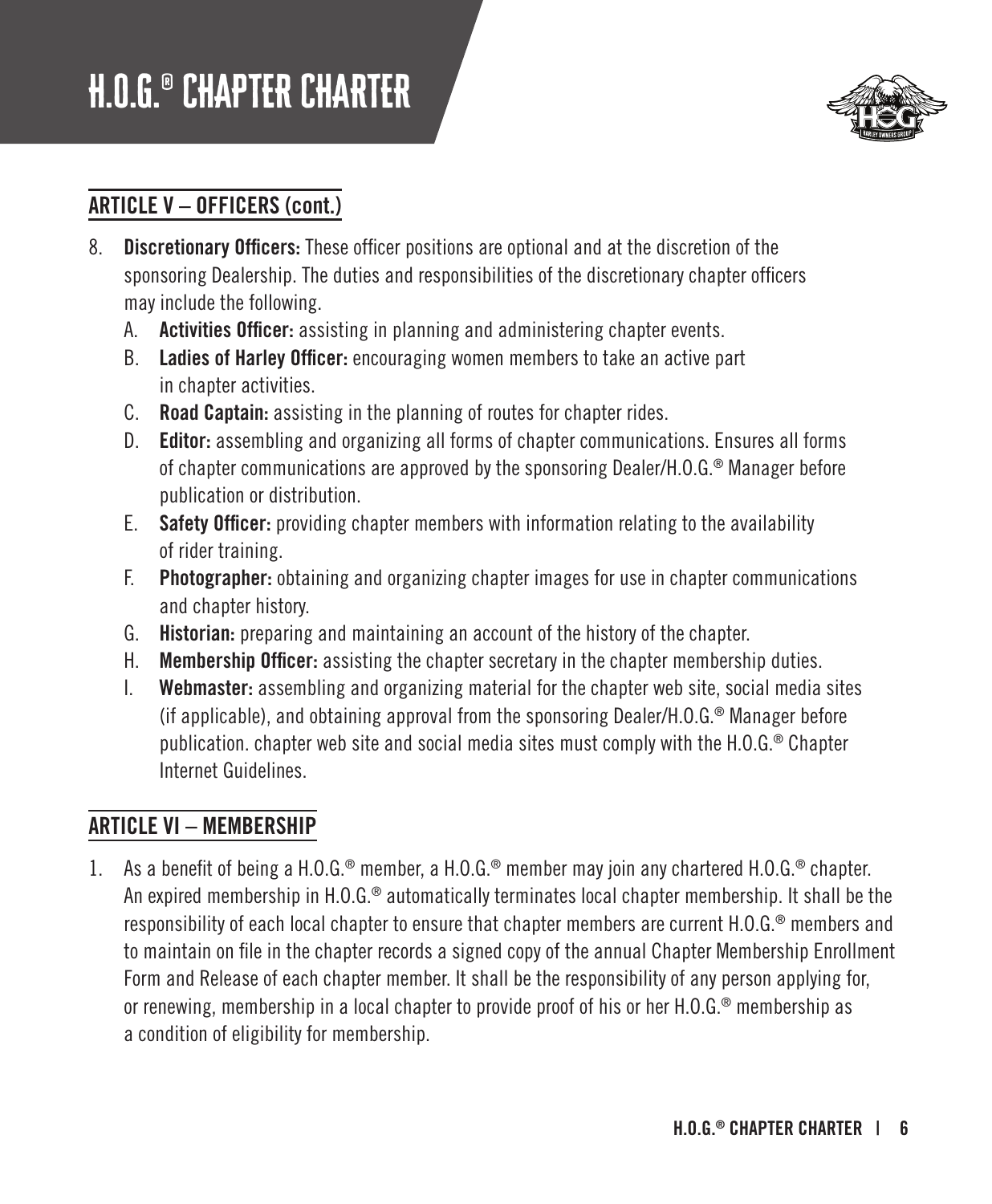## ARTICLE V – OFFICERS (cont.)

8. **Discretionary Officers:** These officer positions are optional and at the discretion of the sponsoring Dealership. The duties and responsibilities of the discretionary chapter officers may include the following.
   A. **Activities Officer:** assisting in planning and administering chapter events.
   B. **Ladies of Harley Officer:** encouraging women members to take an active part in chapter activities.
   C. **Road Captain:** assisting in the planning of routes for chapter rides.
   D. **Editor:** assembling and organizing all forms of chapter communications. Ensures all forms of chapter communications are approved by the sponsoring Dealer/H.O.G.® Manager before publication or distribution.
   E. **Safety Officer:** providing chapter members with information relating to the availability of rider training.
   F. **Photographer:** obtaining and organizing chapter images for use in chapter communications and chapter history.
   G. **Historian:** preparing and maintaining an account of the history of the chapter.
   H. **Membership Officer:** assisting the chapter secretary in the chapter membership duties.
   I. **Webmaster:** assembling and organizing material for the chapter web site, social media sites (if applicable), and obtaining approval from the sponsoring Dealer/H.O.G.® Manager before publication. chapter web site and social media sites must comply with the H.O.G.® Chapter Internet Guidelines.

## ARTICLE VI – MEMBERSHIP

1. As a benefit of being a H.O.G.® member, a H.O.G.® member may join any chartered H.O.G.® chapter. An expired membership in H.O.G.® automatically terminates local chapter membership. It shall be the responsibility of each local chapter to ensure that chapter members are current H.O.G.® members and to maintain on file in the chapter records a signed copy of the annual Chapter Membership Enrollment Form and Release of each chapter member. It shall be the responsibility of any person applying for, or renewing, membership in a local chapter to provide proof of his or her H.O.G.® membership as a condition of eligibility for membership.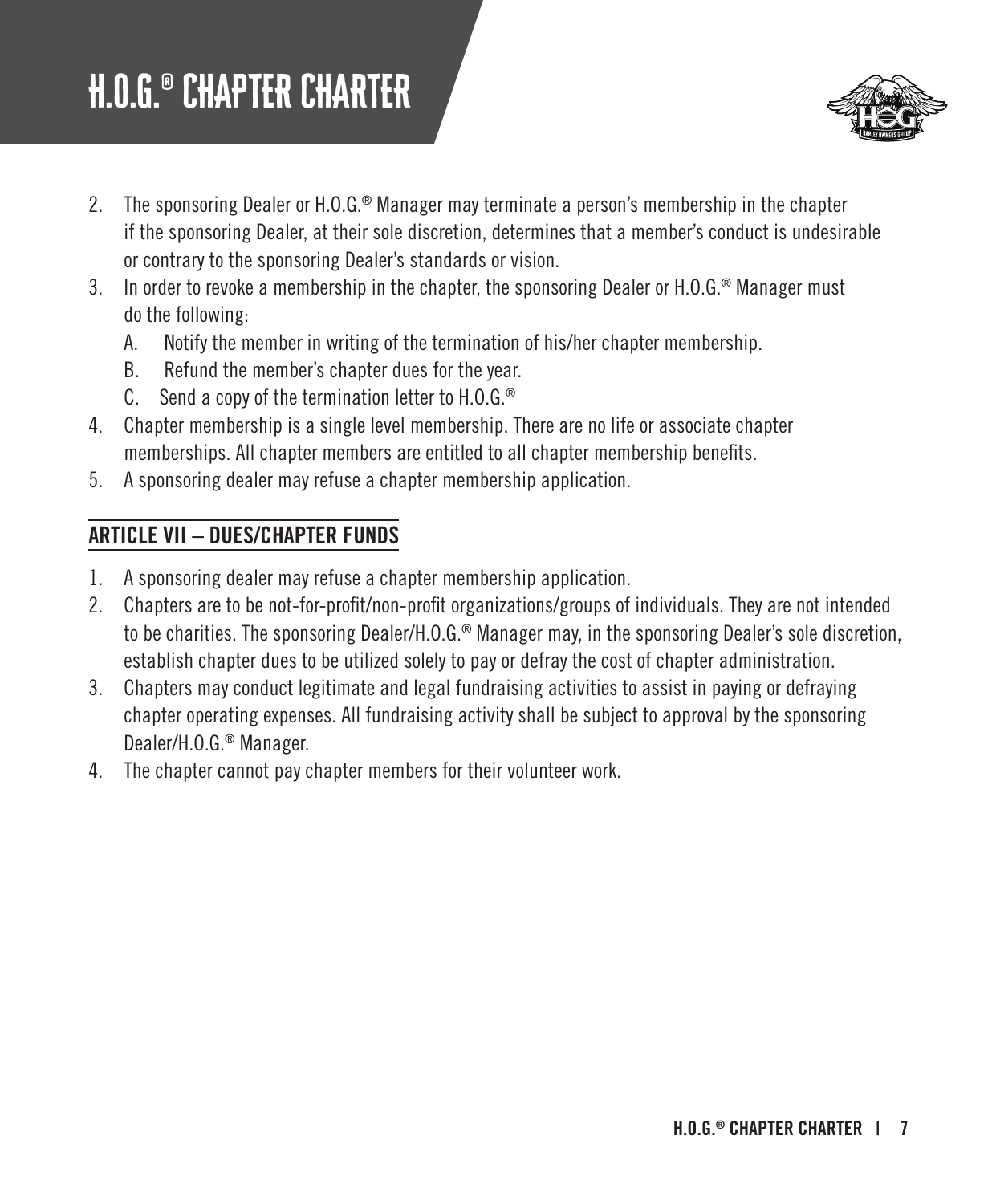2. The sponsoring Dealer or H.O.G.® Manager may terminate a person's membership in the chapter if the sponsoring Dealer, at their sole discretion, determines that a member's conduct is undesirable or contrary to the sponsoring Dealer's standards or vision.
3. In order to revoke a membership in the chapter, the sponsoring Dealer or H.O.G.® Manager must do the following:
   A. Notify the member in writing of the termination of his/her chapter membership.
   B. Refund the member's chapter dues for the year.
   C. Send a copy of the termination letter to H.O.G.®
4. Chapter membership is a single level membership. There are no life or associate chapter memberships. All chapter members are entitled to all chapter membership benefits.
5. A sponsoring dealer may refuse a chapter membership application.

## ARTICLE VII – DUES/CHAPTER FUNDS

1. A sponsoring dealer may refuse a chapter membership application.
2. Chapters are to be not-for-profit/non-profit organizations/groups of individuals. They are not intended to be charities. The sponsoring Dealer/H.O.G.® Manager may, in the sponsoring Dealer's sole discretion, establish chapter dues to be utilized solely to pay or defray the cost of chapter administration.
3. Chapters may conduct legitimate and legal fundraising activities to assist in paying or defraying chapter operating expenses. All fundraising activity shall be subject to approval by the sponsoring Dealer/H.O.G.® Manager.
4. The chapter cannot pay chapter members for their volunteer work.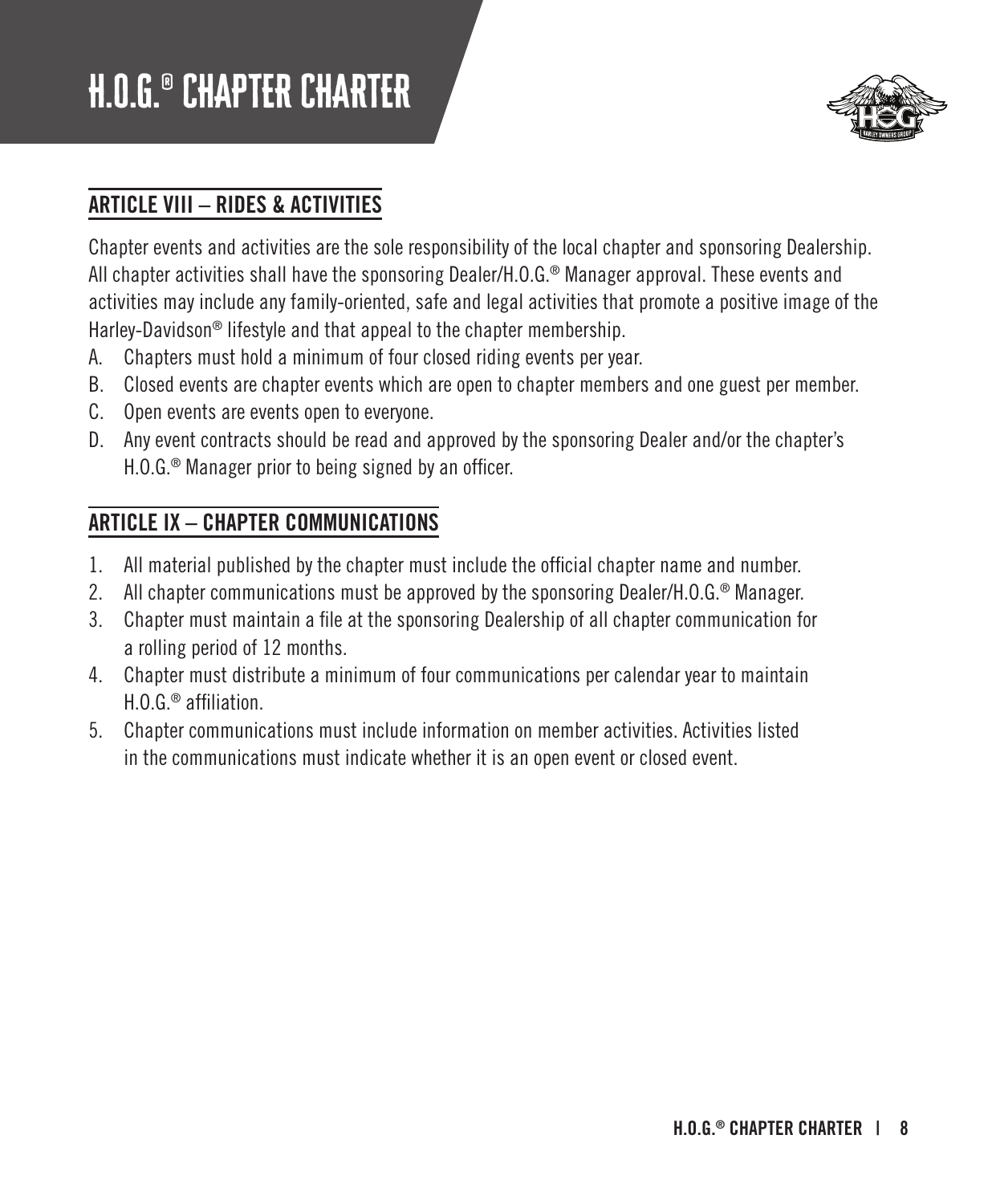## ARTICLE VIII – RIDES & ACTIVITIES

Chapter events and activities are the sole responsibility of the local chapter and sponsoring Dealership. All chapter activities shall have the sponsoring Dealer/H.O.G.® Manager approval. These events and activities may include any family-oriented, safe and legal activities that promote a positive image of the Harley-Davidson® lifestyle and that appeal to the chapter membership.

A. Chapters must hold a minimum of four closed riding events per year.
B. Closed events are chapter events which are open to chapter members and one guest per member.
C. Open events are events open to everyone.
D. Any event contracts should be read and approved by the sponsoring Dealer and/or the chapter's H.O.G.® Manager prior to being signed by an officer.

## ARTICLE IX – CHAPTER COMMUNICATIONS

1. All material published by the chapter must include the official chapter name and number.
2. All chapter communications must be approved by the sponsoring Dealer/H.O.G.® Manager.
3. Chapter must maintain a file at the sponsoring Dealership of all chapter communication for a rolling period of 12 months.
4. Chapter must distribute a minimum of four communications per calendar year to maintain H.O.G.® affiliation.
5. Chapter communications must include information on member activities. Activities listed in the communications must indicate whether it is an open event or closed event.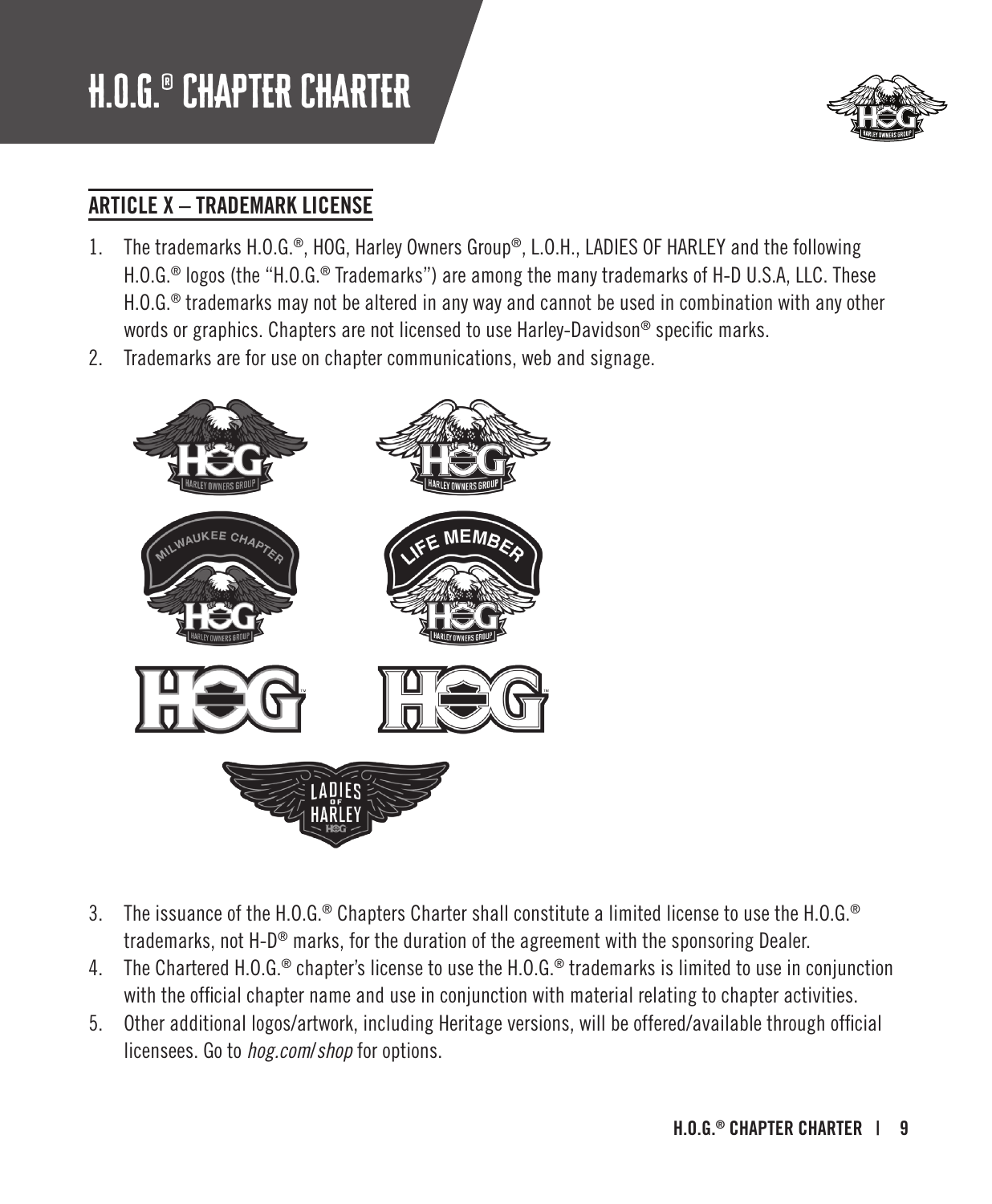## ARTICLE X – TRADEMARK LICENSE

1. The trademarks H.O.G.®, HOG, Harley Owners Group®, L.O.H., LADIES OF HARLEY and the following H.O.G.® logos (the "H.O.G.® Trademarks") are among the many trademarks of H-D U.S.A, LLC. These H.O.G.® trademarks may not be altered in any way and cannot be used in combination with any other words or graphics. Chapters are not licensed to use Harley-Davidson® specific marks.
2. Trademarks are for use on chapter communications, web and signage.
3. The issuance of the H.O.G.® Chapters Charter shall constitute a limited license to use the H.O.G.® trademarks, not H-D® marks, for the duration of the agreement with the sponsoring Dealer.
4. The Chartered H.O.G.® chapter's license to use the H.O.G.® trademarks is limited to use in conjunction with the official chapter name and use in conjunction with material relating to chapter activities.
5. Other additional logos/artwork, including Heritage versions, will be offered/available through official licensees. Go to *hog.com/shop* for options.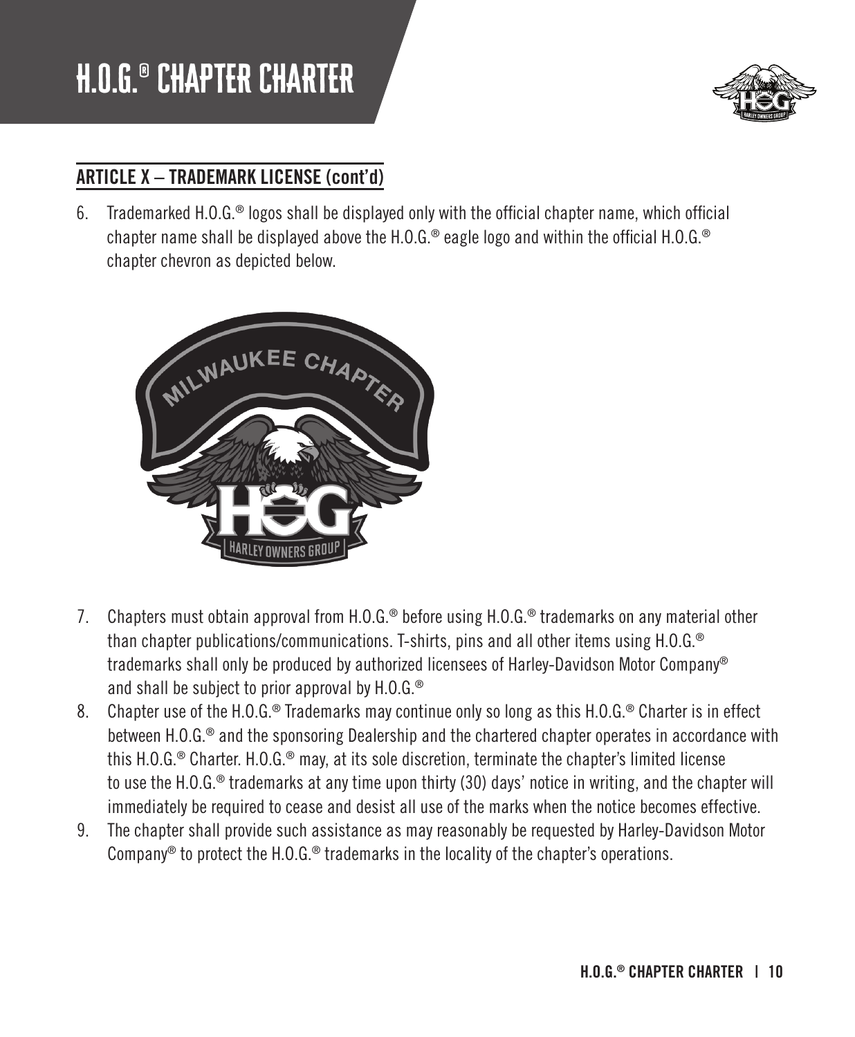## ARTICLE X – TRADEMARK LICENSE (cont'd)

6. Trademarked H.O.G.® logos shall be displayed only with the official chapter name, which official chapter name shall be displayed above the H.O.G.® eagle logo and within the official H.O.G.® chapter chevron as depicted below.

7. Chapters must obtain approval from H.O.G.® before using H.O.G.® trademarks on any material other than chapter publications/communications. T-shirts, pins and all other items using H.O.G.® trademarks shall only be produced by authorized licensees of Harley-Davidson Motor Company® and shall be subject to prior approval by H.O.G.®
8. Chapter use of the H.O.G.® Trademarks may continue only so long as this H.O.G.® Charter is in effect between H.O.G.® and the sponsoring Dealership and the chartered chapter operates in accordance with this H.O.G.® Charter. H.O.G.® may, at its sole discretion, terminate the chapter's limited license to use the H.O.G.® trademarks at any time upon thirty (30) days' notice in writing, and the chapter will immediately be required to cease and desist all use of the marks when the notice becomes effective.
9. The chapter shall provide such assistance as may reasonably be requested by Harley-Davidson Motor Company® to protect the H.O.G.® trademarks in the locality of the chapter's operations.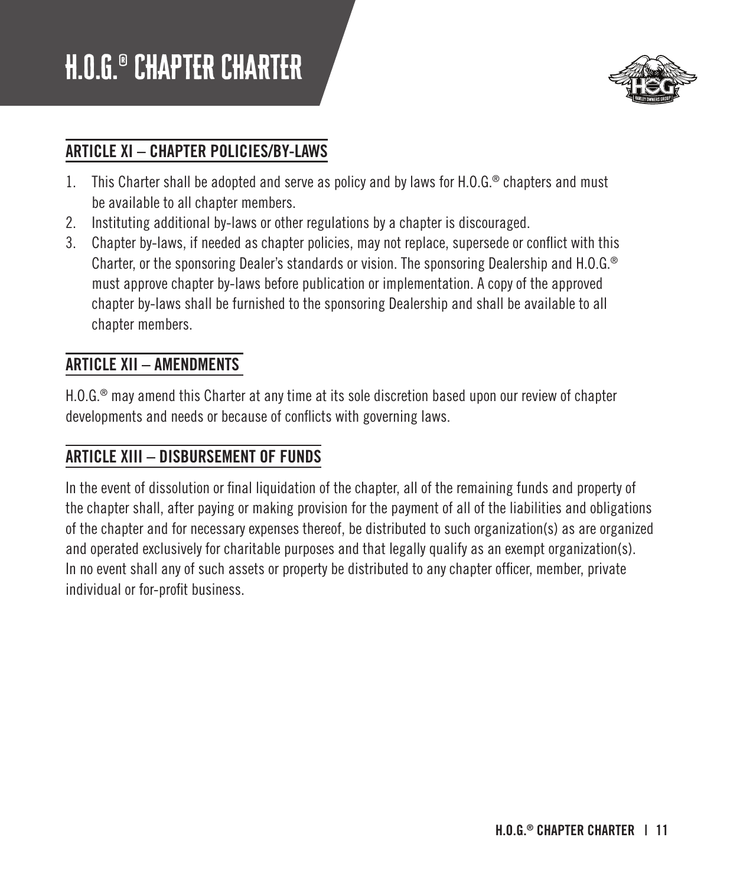## ARTICLE XI – CHAPTER POLICIES/BY-LAWS

1. This Charter shall be adopted and serve as policy and by laws for H.O.G.® chapters and must be available to all chapter members.
2. Instituting additional by-laws or other regulations by a chapter is discouraged.
3. Chapter by-laws, if needed as chapter policies, may not replace, supersede or conflict with this Charter, or the sponsoring Dealer's standards or vision. The sponsoring Dealership and H.O.G.® must approve chapter by-laws before publication or implementation. A copy of the approved chapter by-laws shall be furnished to the sponsoring Dealership and shall be available to all chapter members.

## ARTICLE XII – AMENDMENTS

H.O.G.® may amend this Charter at any time at its sole discretion based upon our review of chapter developments and needs or because of conflicts with governing laws.

## ARTICLE XIII – DISBURSEMENT OF FUNDS

In the event of dissolution or final liquidation of the chapter, all of the remaining funds and property of the chapter shall, after paying or making provision for the payment of all of the liabilities and obligations of the chapter and for necessary expenses thereof, be distributed to such organization(s) as are organized and operated exclusively for charitable purposes and that legally qualify as an exempt organization(s). In no event shall any of such assets or property be distributed to any chapter officer, member, private individual or for-profit business.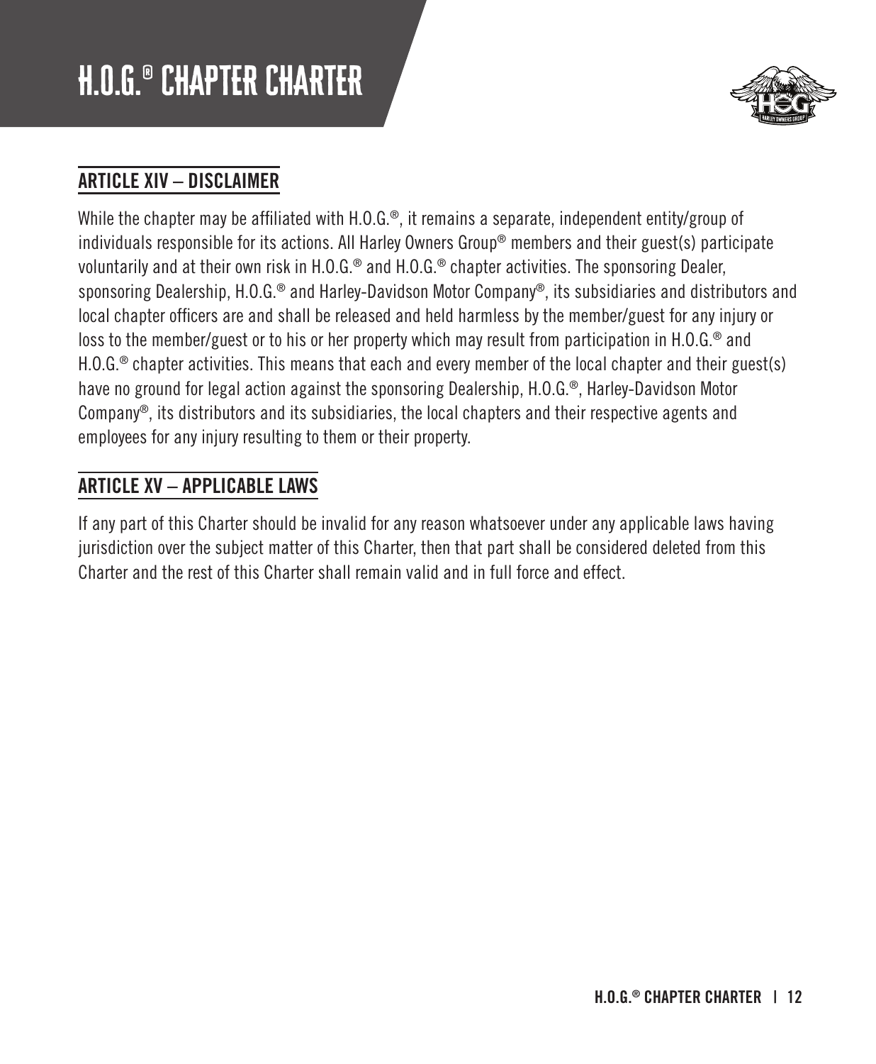## ARTICLE XIV – DISCLAIMER

While the chapter may be affiliated with H.O.G.®, it remains a separate, independent entity/group of individuals responsible for its actions. All Harley Owners Group® members and their guest(s) participate voluntarily and at their own risk in H.O.G.® and H.O.G.® chapter activities. The sponsoring Dealer, sponsoring Dealership, H.O.G.® and Harley-Davidson Motor Company®, its subsidiaries and distributors and local chapter officers are and shall be released and held harmless by the member/guest for any injury or loss to the member/guest or to his or her property which may result from participation in H.O.G.® and H.O.G.® chapter activities. This means that each and every member of the local chapter and their guest(s) have no ground for legal action against the sponsoring Dealership, H.O.G.®, Harley-Davidson Motor Company®, its distributors and its subsidiaries, the local chapters and their respective agents and employees for any injury resulting to them or their property.

## ARTICLE XV – APPLICABLE LAWS

If any part of this Charter should be invalid for any reason whatsoever under any applicable laws having jurisdiction over the subject matter of this Charter, then that part shall be considered deleted from this Charter and the rest of this Charter shall remain valid and in full force and effect.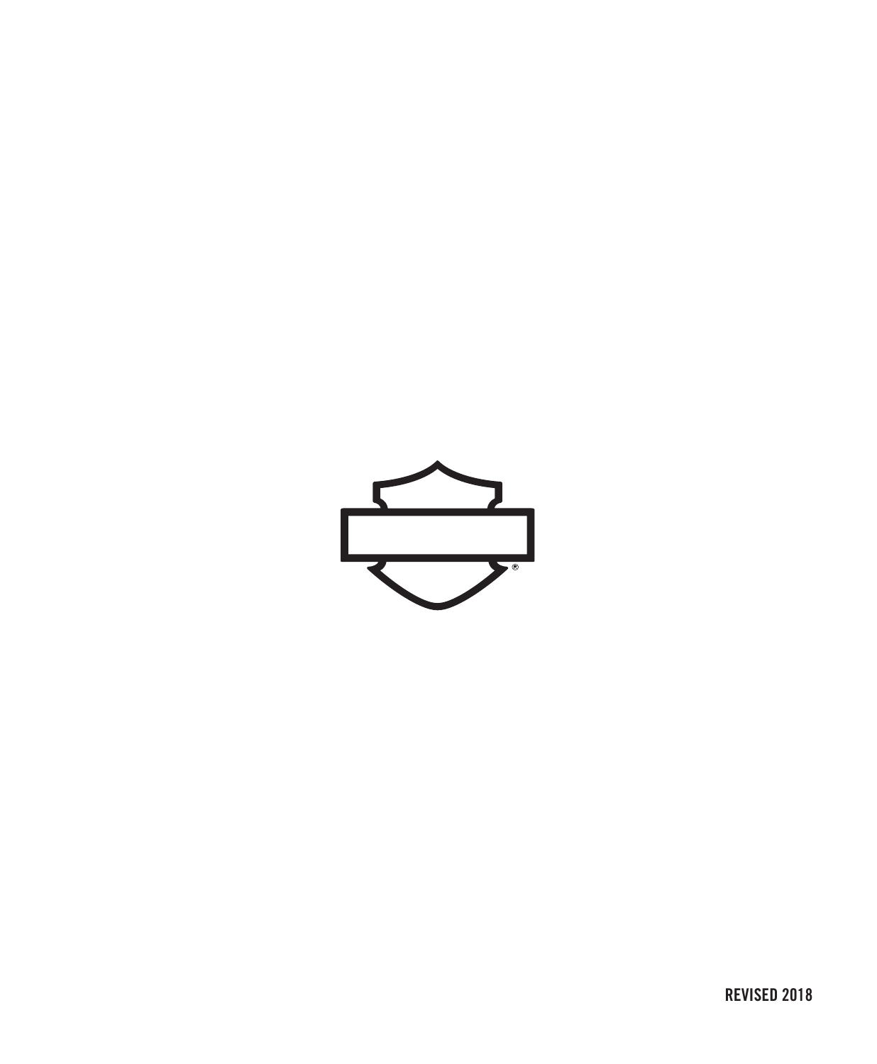REVISED 2018